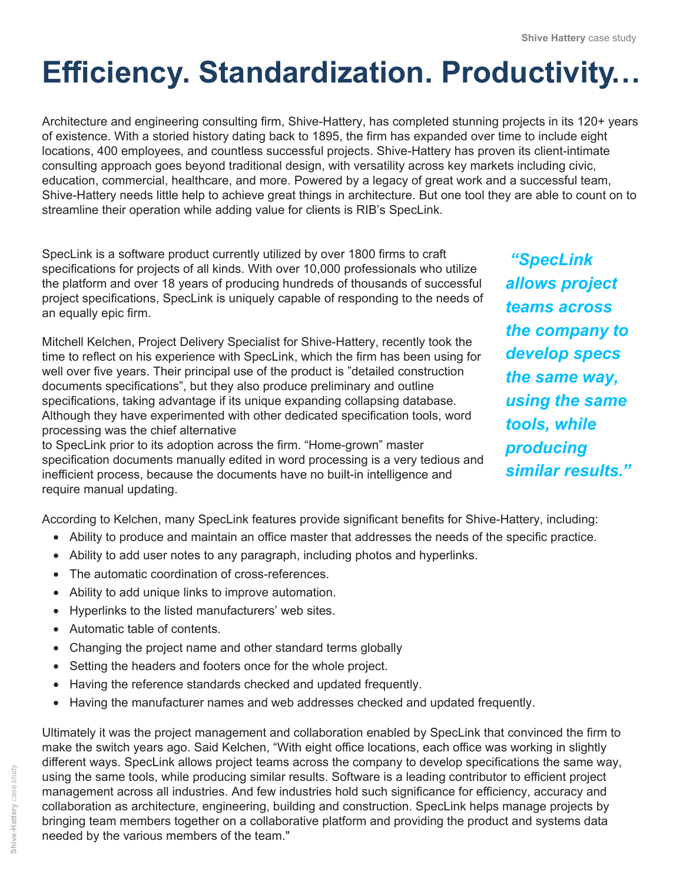# Efficiency. Standardization. Productivity…

Architecture and engineering consulting firm, Shive-Hattery, has completed stunning projects in its 120+ years of existence. With a storied history dating back to 1895, the firm has expanded over time to include eight locations, 400 employees, and countless successful projects. Shive-Hattery has proven its client-intimate consulting approach goes beyond traditional design, with versatility across key markets including civic, education, commercial, healthcare, and more. Powered by a legacy of great work and a successful team, Shive-Hattery needs little help to achieve great things in architecture. But one tool they are able to count on to streamline their operation while adding value for clients is RIB's SpecLink.

SpecLink is a software product currently utilized by over 1800 firms to craft specifications for projects of all kinds. With over 10,000 professionals who utilize the platform and over 18 years of producing hundreds of thousands of successful project specifications, SpecLink is uniquely capable of responding to the needs of an equally epic firm.

Mitchell Kelchen, Project Delivery Specialist for Shive-Hattery, recently took the time to reflect on his experience with SpecLink, which the firm has been using for well over five years. Their principal use of the product is "detailed construction documents specifications", but they also produce preliminary and outline specifications, taking advantage if its unique expanding collapsing database. Although they have experimented with other dedicated specification tools, word processing was the chief alternative to SpecLink prior to its adoption across the firm. "Home-grown" master specification documents manually edited in word processing is a very tedious and inefficient process, because the documents have no built-in intelligence and require manual updating.

***"SpecLink allows project teams across the company to develop specs the same way, using the same tools, while producing similar results."***

According to Kelchen, many SpecLink features provide significant benefits for Shive-Hattery, including:

- Ability to produce and maintain an office master that addresses the needs of the specific practice.
- Ability to add user notes to any paragraph, including photos and hyperlinks.
- The automatic coordination of cross-references.
- Ability to add unique links to improve automation.
- Hyperlinks to the listed manufacturers' web sites.
- Automatic table of contents.
- Changing the project name and other standard terms globally
- Setting the headers and footers once for the whole project.
- Having the reference standards checked and updated frequently.
- Having the manufacturer names and web addresses checked and updated frequently.

Ultimately it was the project management and collaboration enabled by SpecLink that convinced the firm to make the switch years ago. Said Kelchen, "With eight office locations, each office was working in slightly different ways. SpecLink allows project teams across the company to develop specifications the same way, using the same tools, while producing similar results. Software is a leading contributor to efficient project management across all industries. And few industries hold such significance for efficiency, accuracy and collaboration as architecture, engineering, building and construction. SpecLink helps manage projects by bringing team members together on a collaborative platform and providing the product and systems data needed by the various members of the team."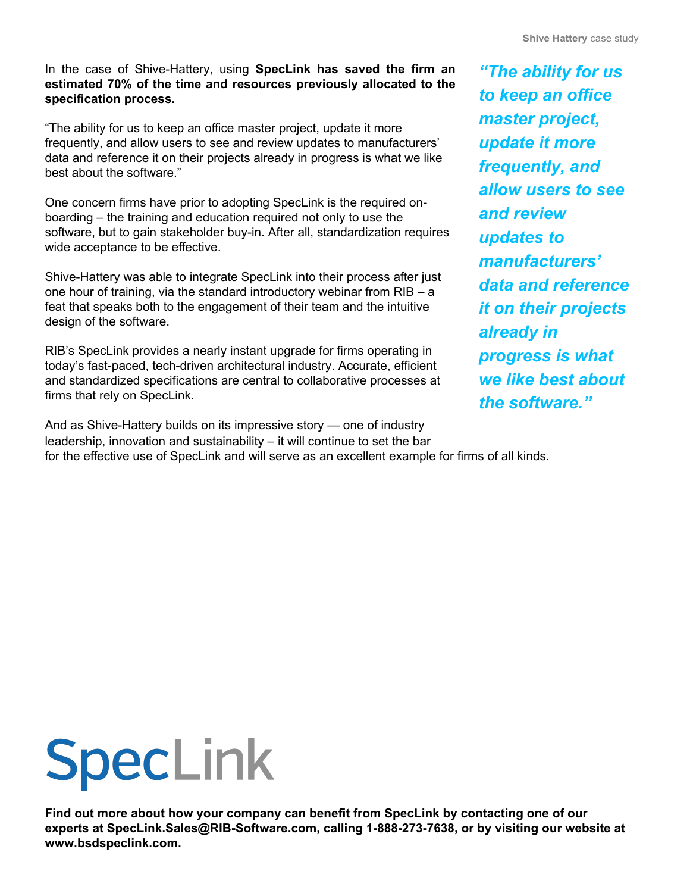In the case of Shive-Hattery, using **SpecLink has saved the firm an estimated 70% of the time and resources previously allocated to the specification process.**

"The ability for us to keep an office master project, update it more frequently, and allow users to see and review updates to manufacturers' data and reference it on their projects already in progress is what we like best about the software."

One concern firms have prior to adopting SpecLink is the required on-boarding – the training and education required not only to use the software, but to gain stakeholder buy-in. After all, standardization requires wide acceptance to be effective.

Shive-Hattery was able to integrate SpecLink into their process after just one hour of training, via the standard introductory webinar from RIB – a feat that speaks both to the engagement of their team and the intuitive design of the software.

RIB's SpecLink provides a nearly instant upgrade for firms operating in today's fast-paced, tech-driven architectural industry. Accurate, efficient and standardized specifications are central to collaborative processes at firms that rely on SpecLink.

And as Shive-Hattery builds on its impressive story — one of industry leadership, innovation and sustainability – it will continue to set the bar for the effective use of SpecLink and will serve as an excellent example for firms of all kinds.

***"The ability for us to keep an office master project, update it more frequently, and allow users to see and review updates to manufacturers' data and reference it on their projects already in progress is what we like best about the software."***

SpecLink

**Find out more about how your company can benefit from SpecLink by contacting one of our experts at SpecLink.Sales@RIB-Software.com, calling 1-888-273-7638, or by visiting our website at www.bsdspeclink.com.**